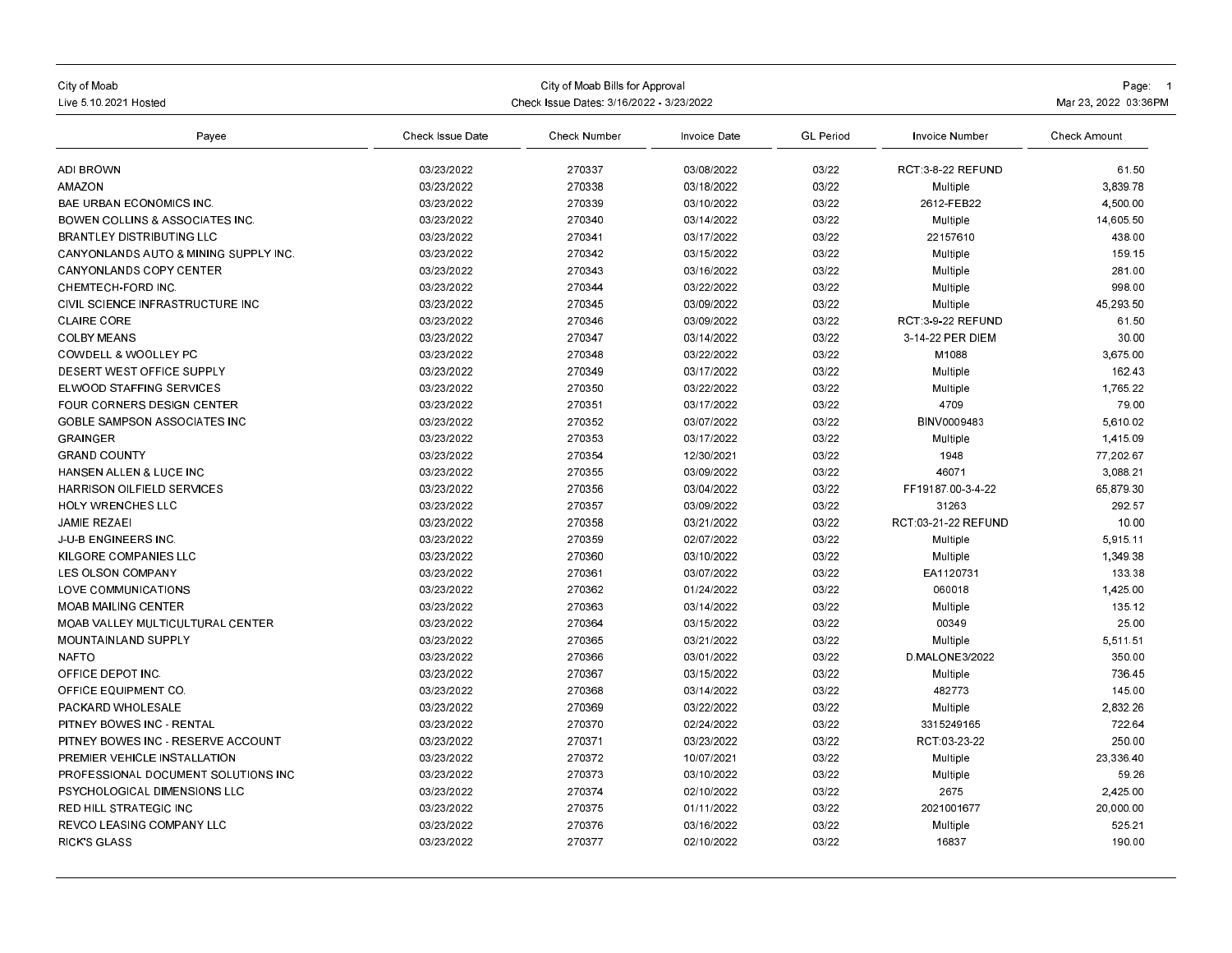City of Moab Bills for Approval

Check Issue Dates: 3/16/2022 - 3/23/2022

| Payee | Check Issue Date | Check Number | Invoice Date | GL Period | Invoice Number | Check Amount |
|---|---|---|---|---|---|---|
| ADI BROWN | 03/23/2022 | 270337 | 03/08/2022 | 03/22 | RCT:3-8-22 REFUND | 61.50 |
| AMAZON | 03/23/2022 | 270338 | 03/18/2022 | 03/22 | Multiple | 3,839.78 |
| BAE URBAN ECONOMICS INC. | 03/23/2022 | 270339 | 03/10/2022 | 03/22 | 2612-FEB22 | 4,500.00 |
| BOWEN COLLINS & ASSOCIATES INC. | 03/23/2022 | 270340 | 03/14/2022 | 03/22 | Multiple | 14,605.50 |
| BRANTLEY DISTRIBUTING LLC | 03/23/2022 | 270341 | 03/17/2022 | 03/22 | 22157610 | 438.00 |
| CANYONLANDS AUTO & MINING SUPPLY INC. | 03/23/2022 | 270342 | 03/15/2022 | 03/22 | Multiple | 159.15 |
| CANYONLANDS COPY CENTER | 03/23/2022 | 270343 | 03/16/2022 | 03/22 | Multiple | 281.00 |
| CHEMTECH-FORD INC. | 03/23/2022 | 270344 | 03/22/2022 | 03/22 | Multiple | 998.00 |
| CIVIL SCIENCE INFRASTRUCTURE INC | 03/23/2022 | 270345 | 03/09/2022 | 03/22 | Multiple | 45,293.50 |
| CLAIRE CORE | 03/23/2022 | 270346 | 03/09/2022 | 03/22 | RCT:3-9-22 REFUND | 61.50 |
| COLBY MEANS | 03/23/2022 | 270347 | 03/14/2022 | 03/22 | 3-14-22 PER DIEM | 30.00 |
| COWDELL & WOOLLEY PC | 03/23/2022 | 270348 | 03/22/2022 | 03/22 | M1088 | 3,675.00 |
| DESERT WEST OFFICE SUPPLY | 03/23/2022 | 270349 | 03/17/2022 | 03/22 | Multiple | 162.43 |
| ELWOOD STAFFING SERVICES | 03/23/2022 | 270350 | 03/22/2022 | 03/22 | Multiple | 1,765.22 |
| FOUR CORNERS DESIGN CENTER | 03/23/2022 | 270351 | 03/17/2022 | 03/22 | 4709 | 79.00 |
| GOBLE SAMPSON ASSOCIATES INC | 03/23/2022 | 270352 | 03/07/2022 | 03/22 | BINV0009483 | 5,610.02 |
| GRAINGER | 03/23/2022 | 270353 | 03/17/2022 | 03/22 | Multiple | 1,415.09 |
| GRAND COUNTY | 03/23/2022 | 270354 | 12/30/2021 | 03/22 | 1948 | 77,202.67 |
| HANSEN ALLEN & LUCE INC | 03/23/2022 | 270355 | 03/09/2022 | 03/22 | 46071 | 3,088.21 |
| HARRISON OILFIELD SERVICES | 03/23/2022 | 270356 | 03/04/2022 | 03/22 | FF19187.00-3-4-22 | 65,879.30 |
| HOLY WRENCHES LLC | 03/23/2022 | 270357 | 03/09/2022 | 03/22 | 31263 | 292.57 |
| JAMIE REZAEI | 03/23/2022 | 270358 | 03/21/2022 | 03/22 | RCT:03-21-22 REFUND | 10.00 |
| J-U-B ENGINEERS INC. | 03/23/2022 | 270359 | 02/07/2022 | 03/22 | Multiple | 5,915.11 |
| KILGORE COMPANIES LLC | 03/23/2022 | 270360 | 03/10/2022 | 03/22 | Multiple | 1,349.38 |
| LES OLSON COMPANY | 03/23/2022 | 270361 | 03/07/2022 | 03/22 | EA1120731 | 133.38 |
| LOVE COMMUNICATIONS | 03/23/2022 | 270362 | 01/24/2022 | 03/22 | 060018 | 1,425.00 |
| MOAB MAILING CENTER | 03/23/2022 | 270363 | 03/14/2022 | 03/22 | Multiple | 135.12 |
| MOAB VALLEY MULTICULTURAL CENTER | 03/23/2022 | 270364 | 03/15/2022 | 03/22 | 00349 | 25.00 |
| MOUNTAINLAND SUPPLY | 03/23/2022 | 270365 | 03/21/2022 | 03/22 | Multiple | 5,511.51 |
| NAFTO | 03/23/2022 | 270366 | 03/01/2022 | 03/22 | D.MALONE3/2022 | 350.00 |
| OFFICE DEPOT INC. | 03/23/2022 | 270367 | 03/15/2022 | 03/22 | Multiple | 736.45 |
| OFFICE EQUIPMENT CO. | 03/23/2022 | 270368 | 03/14/2022 | 03/22 | 482773 | 145.00 |
| PACKARD WHOLESALE | 03/23/2022 | 270369 | 03/22/2022 | 03/22 | Multiple | 2,832.26 |
| PITNEY BOWES INC - RENTAL | 03/23/2022 | 270370 | 02/24/2022 | 03/22 | 3315249165 | 722.64 |
| PITNEY BOWES INC - RESERVE ACCOUNT | 03/23/2022 | 270371 | 03/23/2022 | 03/22 | RCT:03-23-22 | 250.00 |
| PREMIER VEHICLE INSTALLATION | 03/23/2022 | 270372 | 10/07/2021 | 03/22 | Multiple | 23,336.40 |
| PROFESSIONAL DOCUMENT SOLUTIONS INC | 03/23/2022 | 270373 | 03/10/2022 | 03/22 | Multiple | 59.26 |
| PSYCHOLOGICAL DIMENSIONS LLC | 03/23/2022 | 270374 | 02/10/2022 | 03/22 | 2675 | 2,425.00 |
| RED HILL STRATEGIC INC | 03/23/2022 | 270375 | 01/11/2022 | 03/22 | 2021001677 | 20,000.00 |
| REVCO LEASING COMPANY LLC | 03/23/2022 | 270376 | 03/16/2022 | 03/22 | Multiple | 525.21 |
| RICK'S GLASS | 03/23/2022 | 270377 | 02/10/2022 | 03/22 | 16837 | 190.00 |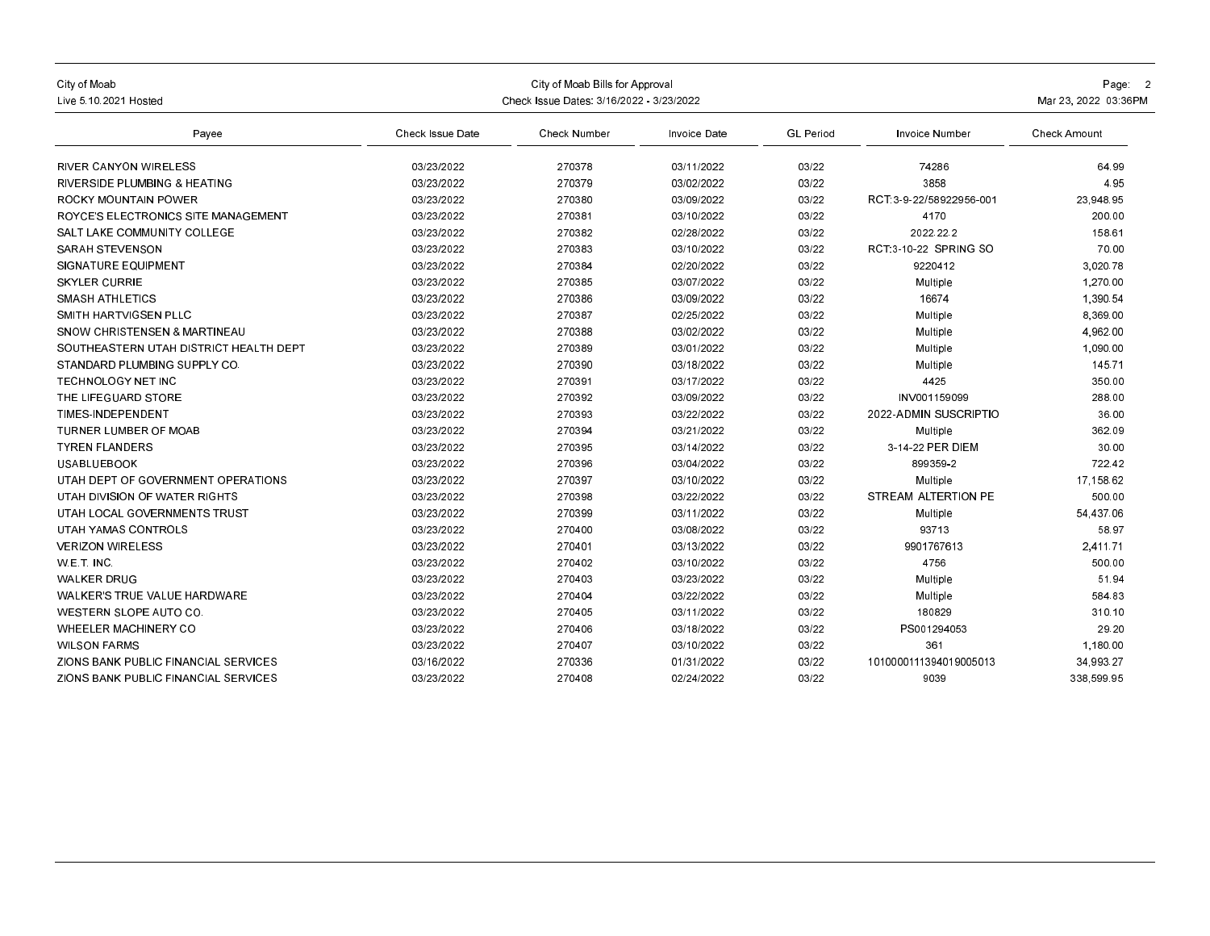| Payee | Check Issue Date | Check Number | Invoice Date | GL Period | Invoice Number | Check Amount |
|---|---|---|---|---|---|---|
| RIVER CANYON WIRELESS | 03/23/2022 | 270378 | 03/11/2022 | 03/22 | 74286 | 64.99 |
| RIVERSIDE PLUMBING & HEATING | 03/23/2022 | 270379 | 03/02/2022 | 03/22 | 3858 | 4.95 |
| ROCKY MOUNTAIN POWER | 03/23/2022 | 270380 | 03/09/2022 | 03/22 | RCT:3-9-22/58922956-001 | 23,948.95 |
| ROYCE'S ELECTRONICS SITE MANAGEMENT | 03/23/2022 | 270381 | 03/10/2022 | 03/22 | 4170 | 200.00 |
| SALT LAKE COMMUNITY COLLEGE | 03/23/2022 | 270382 | 02/28/2022 | 03/22 | 2022.22.2 | 158.61 |
| SARAH STEVENSON | 03/23/2022 | 270383 | 03/10/2022 | 03/22 | RCT:3-10-22 SPRING SO | 70.00 |
| SIGNATURE EQUIPMENT | 03/23/2022 | 270384 | 02/20/2022 | 03/22 | 9220412 | 3,020.78 |
| SKYLER CURRIE | 03/23/2022 | 270385 | 03/07/2022 | 03/22 | Multiple | 1,270.00 |
| SMASH ATHLETICS | 03/23/2022 | 270386 | 03/09/2022 | 03/22 | 16674 | 1,390.54 |
| SMITH HARTVIGSEN PLLC | 03/23/2022 | 270387 | 02/25/2022 | 03/22 | Multiple | 8,369.00 |
| SNOW CHRISTENSEN & MARTINEAU | 03/23/2022 | 270388 | 03/02/2022 | 03/22 | Multiple | 4,962.00 |
| SOUTHEASTERN UTAH DISTRICT HEALTH DEPT | 03/23/2022 | 270389 | 03/01/2022 | 03/22 | Multiple | 1,090.00 |
| STANDARD PLUMBING SUPPLY CO. | 03/23/2022 | 270390 | 03/18/2022 | 03/22 | Multiple | 145.71 |
| TECHNOLOGY NET INC | 03/23/2022 | 270391 | 03/17/2022 | 03/22 | 4425 | 350.00 |
| THE LIFEGUARD STORE | 03/23/2022 | 270392 | 03/09/2022 | 03/22 | INV001159099 | 288.00 |
| TIMES-INDEPENDENT | 03/23/2022 | 270393 | 03/22/2022 | 03/22 | 2022-ADMIN SUSCRIPTIO | 36.00 |
| TURNER LUMBER OF MOAB | 03/23/2022 | 270394 | 03/21/2022 | 03/22 | Multiple | 362.09 |
| TYREN FLANDERS | 03/23/2022 | 270395 | 03/14/2022 | 03/22 | 3-14-22 PER DIEM | 30.00 |
| USABLUEBOOK | 03/23/2022 | 270396 | 03/04/2022 | 03/22 | 899359-2 | 722.42 |
| UTAH DEPT OF GOVERNMENT OPERATIONS | 03/23/2022 | 270397 | 03/10/2022 | 03/22 | Multiple | 17,158.62 |
| UTAH DIVISION OF WATER RIGHTS | 03/23/2022 | 270398 | 03/22/2022 | 03/22 | STREAM ALTERTION PE | 500.00 |
| UTAH LOCAL GOVERNMENTS TRUST | 03/23/2022 | 270399 | 03/11/2022 | 03/22 | Multiple | 54,437.06 |
| UTAH YAMAS CONTROLS | 03/23/2022 | 270400 | 03/08/2022 | 03/22 | 93713 | 58.97 |
| VERIZON WIRELESS | 03/23/2022 | 270401 | 03/13/2022 | 03/22 | 9901767613 | 2,411.71 |
| W.E.T. INC. | 03/23/2022 | 270402 | 03/10/2022 | 03/22 | 4756 | 500.00 |
| WALKER DRUG | 03/23/2022 | 270403 | 03/23/2022 | 03/22 | Multiple | 51.94 |
| WALKER'S TRUE VALUE HARDWARE | 03/23/2022 | 270404 | 03/22/2022 | 03/22 | Multiple | 584.83 |
| WESTERN SLOPE AUTO CO. | 03/23/2022 | 270405 | 03/11/2022 | 03/22 | 180829 | 310.10 |
| WHEELER MACHINERY CO | 03/23/2022 | 270406 | 03/18/2022 | 03/22 | PS001294053 | 29.20 |
| WILSON FARMS | 03/23/2022 | 270407 | 03/10/2022 | 03/22 | 361 | 1,180.00 |
| ZIONS BANK PUBLIC FINANCIAL SERVICES | 03/16/2022 | 270336 | 01/31/2022 | 03/22 | 101000011139401900501​3 | 34,993.27 |
| ZIONS BANK PUBLIC FINANCIAL SERVICES | 03/23/2022 | 270408 | 02/24/2022 | 03/22 | 9039 | 338,599.95 |